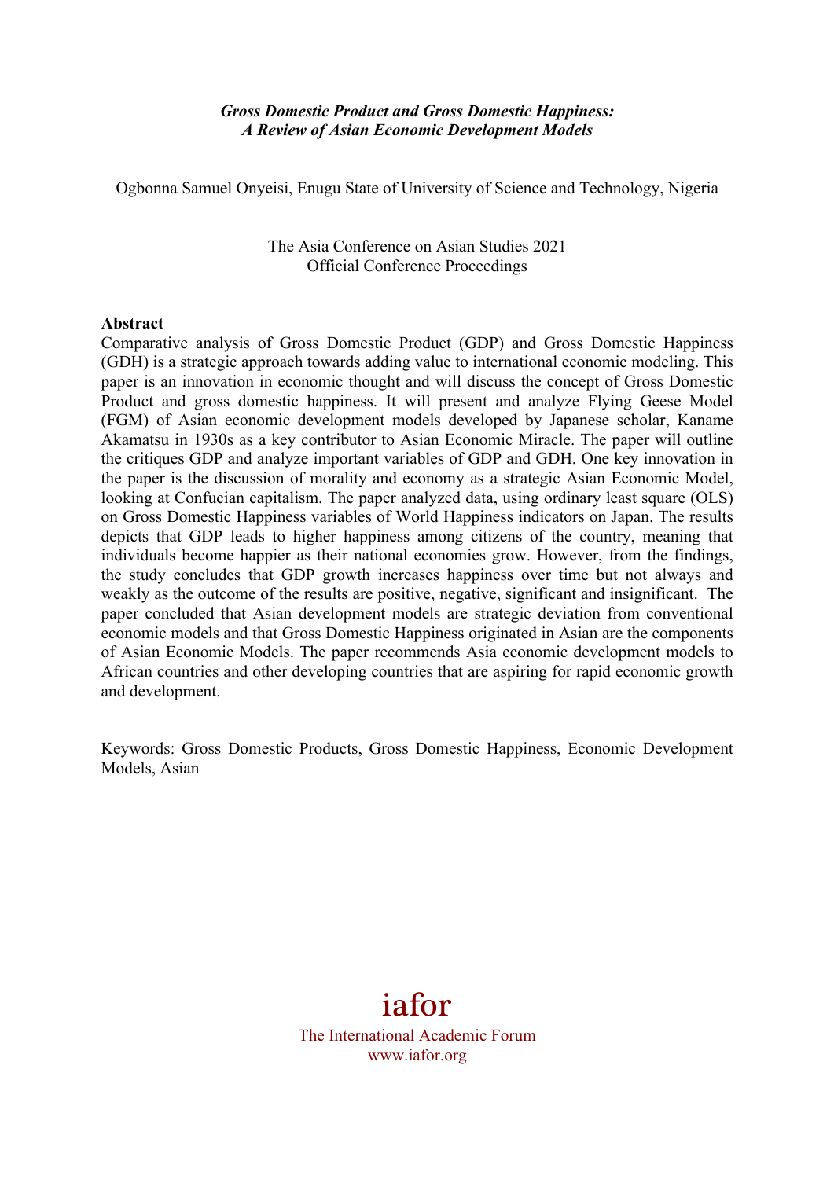***Gross Domestic Product and Gross Domestic Happiness: A Review of Asian Economic Development Models***

Ogbonna Samuel Onyeisi, Enugu State of University of Science and Technology, Nigeria

The Asia Conference on Asian Studies 2021
Official Conference Proceedings

**Abstract**

Comparative analysis of Gross Domestic Product (GDP) and Gross Domestic Happiness (GDH) is a strategic approach towards adding value to international economic modeling. This paper is an innovation in economic thought and will discuss the concept of Gross Domestic Product and gross domestic happiness. It will present and analyze Flying Geese Model (FGM) of Asian economic development models developed by Japanese scholar, Kaname Akamatsu in 1930s as a key contributor to Asian Economic Miracle. The paper will outline the critiques GDP and analyze important variables of GDP and GDH. One key innovation in the paper is the discussion of morality and economy as a strategic Asian Economic Model, looking at Confucian capitalism. The paper analyzed data, using ordinary least square (OLS) on Gross Domestic Happiness variables of World Happiness indicators on Japan. The results depicts that GDP leads to higher happiness among citizens of the country, meaning that individuals become happier as their national economies grow. However, from the findings, the study concludes that GDP growth increases happiness over time but not always and weakly as the outcome of the results are positive, negative, significant and insignificant. The paper concluded that Asian development models are strategic deviation from conventional economic models and that Gross Domestic Happiness originated in Asian are the components of Asian Economic Models. The paper recommends Asia economic development models to African countries and other developing countries that are aspiring for rapid economic growth and development.

Keywords: Gross Domestic Products, Gross Domestic Happiness, Economic Development Models, Asian

iafor

The International Academic Forum
www.iafor.org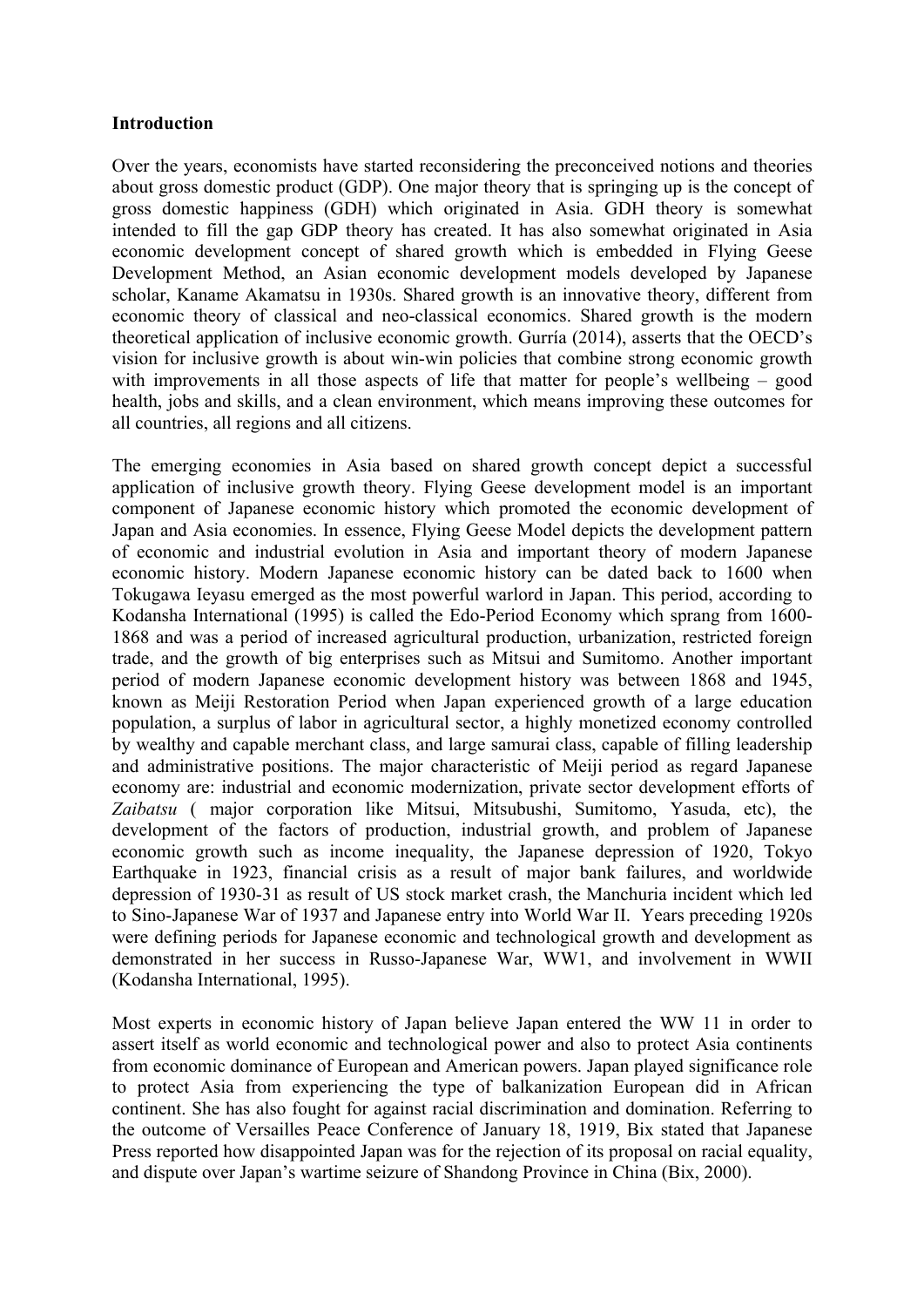**Introduction**

Over the years, economists have started reconsidering the preconceived notions and theories about gross domestic product (GDP). One major theory that is springing up is the concept of gross domestic happiness (GDH) which originated in Asia. GDH theory is somewhat intended to fill the gap GDP theory has created. It has also somewhat originated in Asia economic development concept of shared growth which is embedded in Flying Geese Development Method, an Asian economic development models developed by Japanese scholar, Kaname Akamatsu in 1930s. Shared growth is an innovative theory, different from economic theory of classical and neo-classical economics. Shared growth is the modern theoretical application of inclusive economic growth. Gurría (2014), asserts that the OECD's vision for inclusive growth is about win-win policies that combine strong economic growth with improvements in all those aspects of life that matter for people's wellbeing – good health, jobs and skills, and a clean environment, which means improving these outcomes for all countries, all regions and all citizens.

The emerging economies in Asia based on shared growth concept depict a successful application of inclusive growth theory. Flying Geese development model is an important component of Japanese economic history which promoted the economic development of Japan and Asia economies. In essence, Flying Geese Model depicts the development pattern of economic and industrial evolution in Asia and important theory of modern Japanese economic history. Modern Japanese economic history can be dated back to 1600 when Tokugawa Ieyasu emerged as the most powerful warlord in Japan. This period, according to Kodansha International (1995) is called the Edo-Period Economy which sprang from 1600-1868 and was a period of increased agricultural production, urbanization, restricted foreign trade, and the growth of big enterprises such as Mitsui and Sumitomo. Another important period of modern Japanese economic development history was between 1868 and 1945, known as Meiji Restoration Period when Japan experienced growth of a large education population, a surplus of labor in agricultural sector, a highly monetized economy controlled by wealthy and capable merchant class, and large samurai class, capable of filling leadership and administrative positions. The major characteristic of Meiji period as regard Japanese economy are: industrial and economic modernization, private sector development efforts of *Zaibatsu* ( major corporation like Mitsui, Mitsubushi, Sumitomo, Yasuda, etc), the development of the factors of production, industrial growth, and problem of Japanese economic growth such as income inequality, the Japanese depression of 1920, Tokyo Earthquake in 1923, financial crisis as a result of major bank failures, and worldwide depression of 1930-31 as result of US stock market crash, the Manchuria incident which led to Sino-Japanese War of 1937 and Japanese entry into World War II. Years preceding 1920s were defining periods for Japanese economic and technological growth and development as demonstrated in her success in Russo-Japanese War, WW1, and involvement in WWII (Kodansha International, 1995).

Most experts in economic history of Japan believe Japan entered the WW 11 in order to assert itself as world economic and technological power and also to protect Asia continents from economic dominance of European and American powers. Japan played significance role to protect Asia from experiencing the type of balkanization European did in African continent. She has also fought for against racial discrimination and domination. Referring to the outcome of Versailles Peace Conference of January 18, 1919, Bix stated that Japanese Press reported how disappointed Japan was for the rejection of its proposal on racial equality, and dispute over Japan's wartime seizure of Shandong Province in China (Bix, 2000).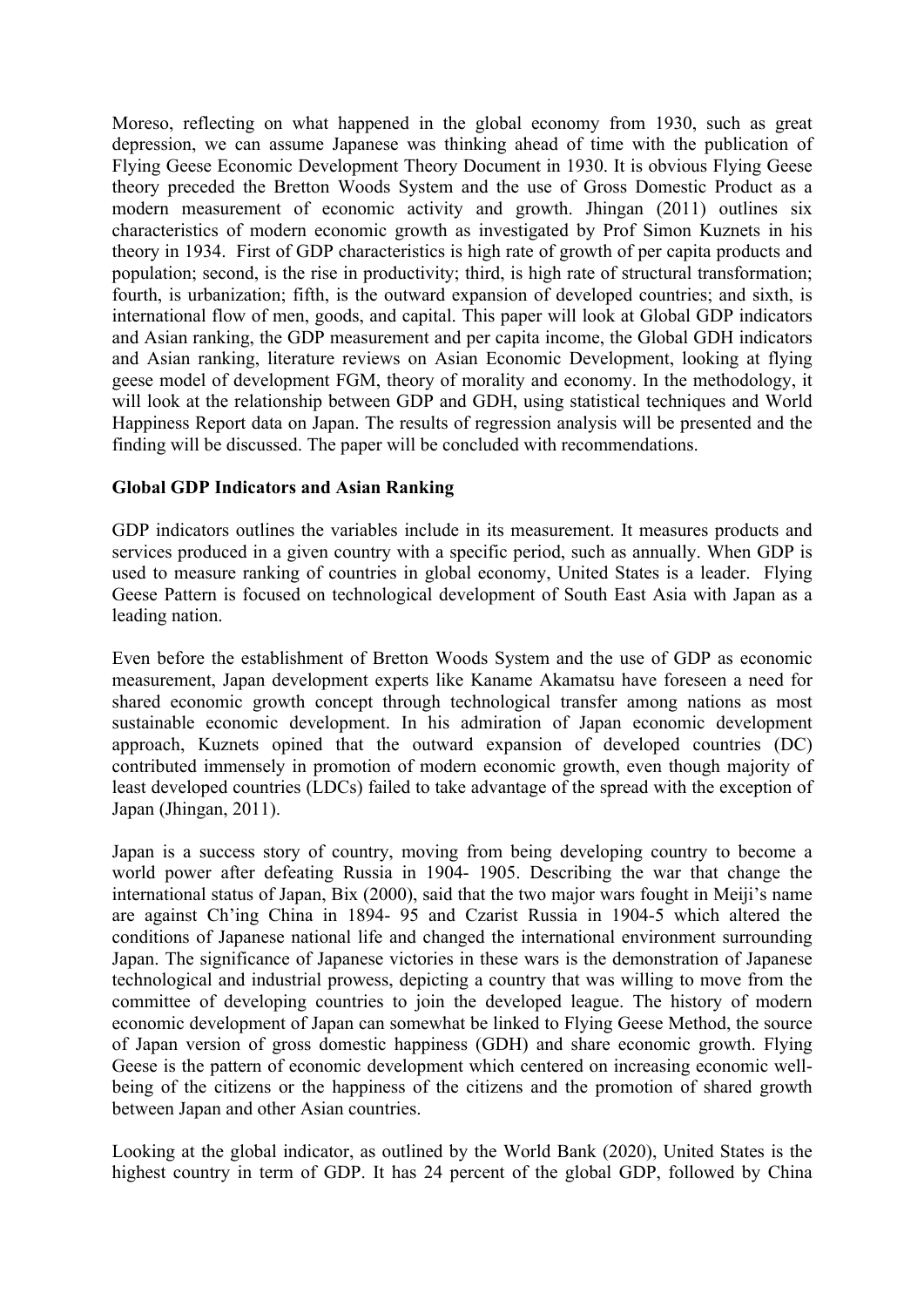Moreso, reflecting on what happened in the global economy from 1930, such as great depression, we can assume Japanese was thinking ahead of time with the publication of Flying Geese Economic Development Theory Document in 1930. It is obvious Flying Geese theory preceded the Bretton Woods System and the use of Gross Domestic Product as a modern measurement of economic activity and growth. Jhingan (2011) outlines six characteristics of modern economic growth as investigated by Prof Simon Kuznets in his theory in 1934. First of GDP characteristics is high rate of growth of per capita products and population; second, is the rise in productivity; third, is high rate of structural transformation; fourth, is urbanization; fifth, is the outward expansion of developed countries; and sixth, is international flow of men, goods, and capital. This paper will look at Global GDP indicators and Asian ranking, the GDP measurement and per capita income, the Global GDH indicators and Asian ranking, literature reviews on Asian Economic Development, looking at flying geese model of development FGM, theory of morality and economy. In the methodology, it will look at the relationship between GDP and GDH, using statistical techniques and World Happiness Report data on Japan. The results of regression analysis will be presented and the finding will be discussed. The paper will be concluded with recommendations.

**Global GDP Indicators and Asian Ranking**

GDP indicators outlines the variables include in its measurement. It measures products and services produced in a given country with a specific period, such as annually. When GDP is used to measure ranking of countries in global economy, United States is a leader. Flying Geese Pattern is focused on technological development of South East Asia with Japan as a leading nation.

Even before the establishment of Bretton Woods System and the use of GDP as economic measurement, Japan development experts like Kaname Akamatsu have foreseen a need for shared economic growth concept through technological transfer among nations as most sustainable economic development. In his admiration of Japan economic development approach, Kuznets opined that the outward expansion of developed countries (DC) contributed immensely in promotion of modern economic growth, even though majority of least developed countries (LDCs) failed to take advantage of the spread with the exception of Japan (Jhingan, 2011).

Japan is a success story of country, moving from being developing country to become a world power after defeating Russia in 1904- 1905. Describing the war that change the international status of Japan, Bix (2000), said that the two major wars fought in Meiji's name are against Ch'ing China in 1894- 95 and Czarist Russia in 1904-5 which altered the conditions of Japanese national life and changed the international environment surrounding Japan. The significance of Japanese victories in these wars is the demonstration of Japanese technological and industrial prowess, depicting a country that was willing to move from the committee of developing countries to join the developed league. The history of modern economic development of Japan can somewhat be linked to Flying Geese Method, the source of Japan version of gross domestic happiness (GDH) and share economic growth. Flying Geese is the pattern of economic development which centered on increasing economic well-being of the citizens or the happiness of the citizens and the promotion of shared growth between Japan and other Asian countries.

Looking at the global indicator, as outlined by the World Bank (2020), United States is the highest country in term of GDP. It has 24 percent of the global GDP, followed by China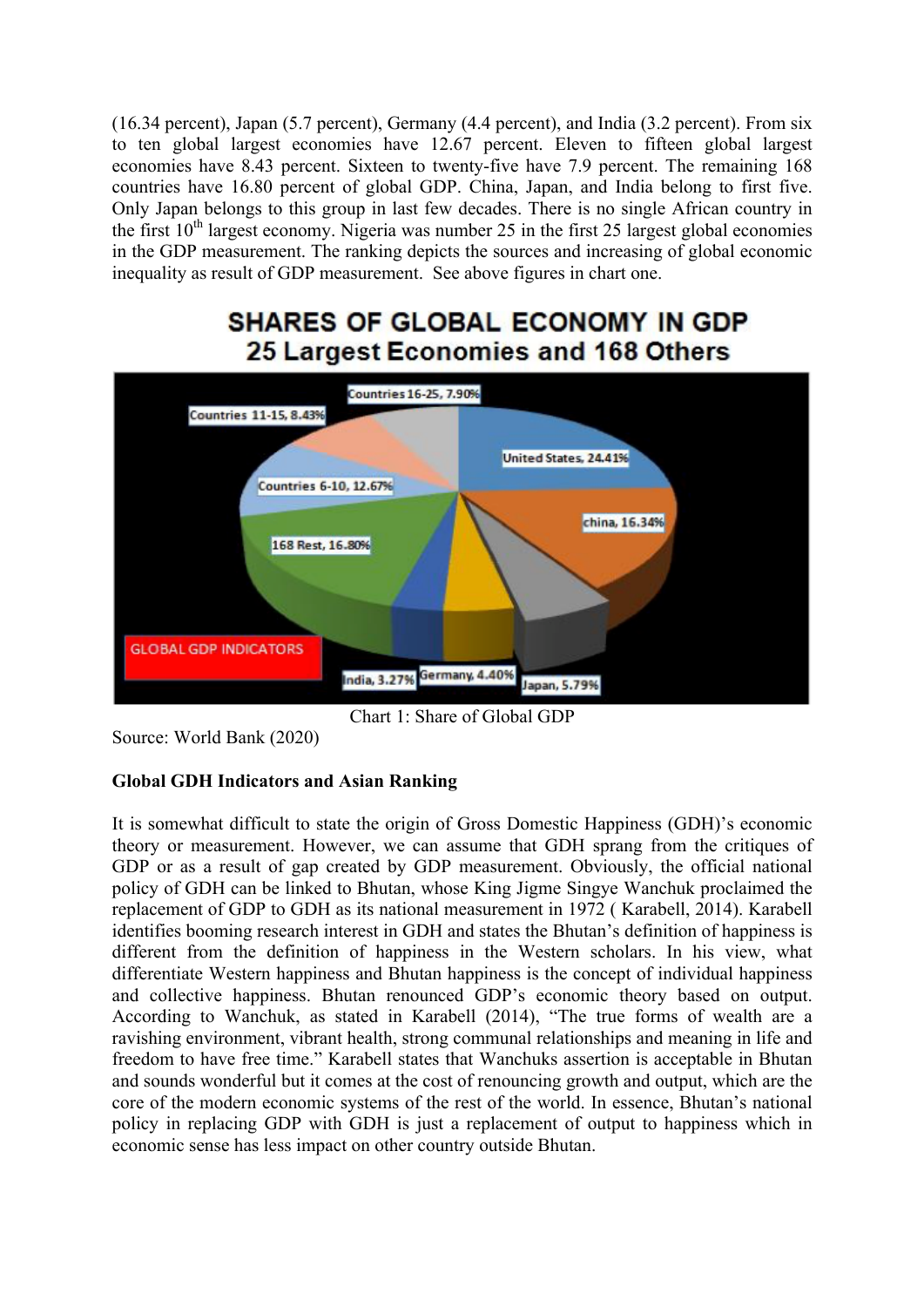(16.34 percent), Japan (5.7 percent), Germany (4.4 percent), and India (3.2 percent). From six to ten global largest economies have 12.67 percent. Eleven to fifteen global largest economies have 8.43 percent. Sixteen to twenty-five have 7.9 percent. The remaining 168 countries have 16.80 percent of global GDP. China, Japan, and India belong to first five. Only Japan belongs to this group in last few decades. There is no single African country in the first 10th largest economy. Nigeria was number 25 in the first 25 largest global economies in the GDP measurement. The ranking depicts the sources and increasing of global economic inequality as result of GDP measurement. See above figures in chart one.

**SHARES OF GLOBAL ECONOMY IN GDP**
**25 Largest Economies and 168 Others**

Countries 16-25, 7.90%
Countries 11-15, 8.43%
United States, 24.41%
Countries 6-10, 12.67%
china, 16.34%
168 Rest, 16.80%
GLOBAL GDP INDICATORS
India, 3.27%
Germany, 4.40%
Japan, 5.79%

Chart 1: Share of Global GDP

Source: World Bank (2020)

**Global GDH Indicators and Asian Ranking**

It is somewhat difficult to state the origin of Gross Domestic Happiness (GDH)'s economic theory or measurement. However, we can assume that GDH sprang from the critiques of GDP or as a result of gap created by GDP measurement. Obviously, the official national policy of GDH can be linked to Bhutan, whose King Jigme Singye Wanchuk proclaimed the replacement of GDP to GDH as its national measurement in 1972 ( Karabell, 2014). Karabell identifies booming research interest in GDH and states the Bhutan's definition of happiness is different from the definition of happiness in the Western scholars. In his view, what differentiate Western happiness and Bhutan happiness is the concept of individual happiness and collective happiness. Bhutan renounced GDP's economic theory based on output. According to Wanchuk, as stated in Karabell (2014), "The true forms of wealth are a ravishing environment, vibrant health, strong communal relationships and meaning in life and freedom to have free time." Karabell states that Wanchuks assertion is acceptable in Bhutan and sounds wonderful but it comes at the cost of renouncing growth and output, which are the core of the modern economic systems of the rest of the world. In essence, Bhutan's national policy in replacing GDP with GDH is just a replacement of output to happiness which in economic sense has less impact on other country outside Bhutan.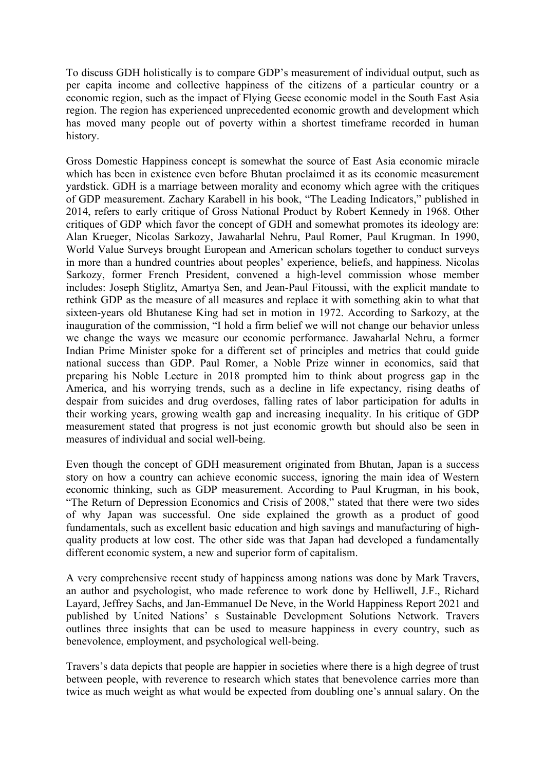To discuss GDH holistically is to compare GDP's measurement of individual output, such as per capita income and collective happiness of the citizens of a particular country or a economic region, such as the impact of Flying Geese economic model in the South East Asia region. The region has experienced unprecedented economic growth and development which has moved many people out of poverty within a shortest timeframe recorded in human history.

Gross Domestic Happiness concept is somewhat the source of East Asia economic miracle which has been in existence even before Bhutan proclaimed it as its economic measurement yardstick. GDH is a marriage between morality and economy which agree with the critiques of GDP measurement. Zachary Karabell in his book, "The Leading Indicators," published in 2014, refers to early critique of Gross National Product by Robert Kennedy in 1968. Other critiques of GDP which favor the concept of GDH and somewhat promotes its ideology are: Alan Krueger, Nicolas Sarkozy, Jawaharlal Nehru, Paul Romer, Paul Krugman. In 1990, World Value Surveys brought European and American scholars together to conduct surveys in more than a hundred countries about peoples' experience, beliefs, and happiness. Nicolas Sarkozy, former French President, convened a high-level commission whose member includes: Joseph Stiglitz, Amartya Sen, and Jean-Paul Fitoussi, with the explicit mandate to rethink GDP as the measure of all measures and replace it with something akin to what that sixteen-years old Bhutanese King had set in motion in 1972. According to Sarkozy, at the inauguration of the commission, "I hold a firm belief we will not change our behavior unless we change the ways we measure our economic performance. Jawaharlal Nehru, a former Indian Prime Minister spoke for a different set of principles and metrics that could guide national success than GDP. Paul Romer, a Noble Prize winner in economics, said that preparing his Noble Lecture in 2018 prompted him to think about progress gap in the America, and his worrying trends, such as a decline in life expectancy, rising deaths of despair from suicides and drug overdoses, falling rates of labor participation for adults in their working years, growing wealth gap and increasing inequality. In his critique of GDP measurement stated that progress is not just economic growth but should also be seen in measures of individual and social well-being.

Even though the concept of GDH measurement originated from Bhutan, Japan is a success story on how a country can achieve economic success, ignoring the main idea of Western economic thinking, such as GDP measurement. According to Paul Krugman, in his book, "The Return of Depression Economics and Crisis of 2008," stated that there were two sides of why Japan was successful. One side explained the growth as a product of good fundamentals, such as excellent basic education and high savings and manufacturing of high-quality products at low cost. The other side was that Japan had developed a fundamentally different economic system, a new and superior form of capitalism.

A very comprehensive recent study of happiness among nations was done by Mark Travers, an author and psychologist, who made reference to work done by Helliwell, J.F., Richard Layard, Jeffrey Sachs, and Jan-Emmanuel De Neve, in the World Happiness Report 2021 and published by United Nations' s Sustainable Development Solutions Network. Travers outlines three insights that can be used to measure happiness in every country, such as benevolence, employment, and psychological well-being.

Travers's data depicts that people are happier in societies where there is a high degree of trust between people, with reverence to research which states that benevolence carries more than twice as much weight as what would be expected from doubling one's annual salary. On the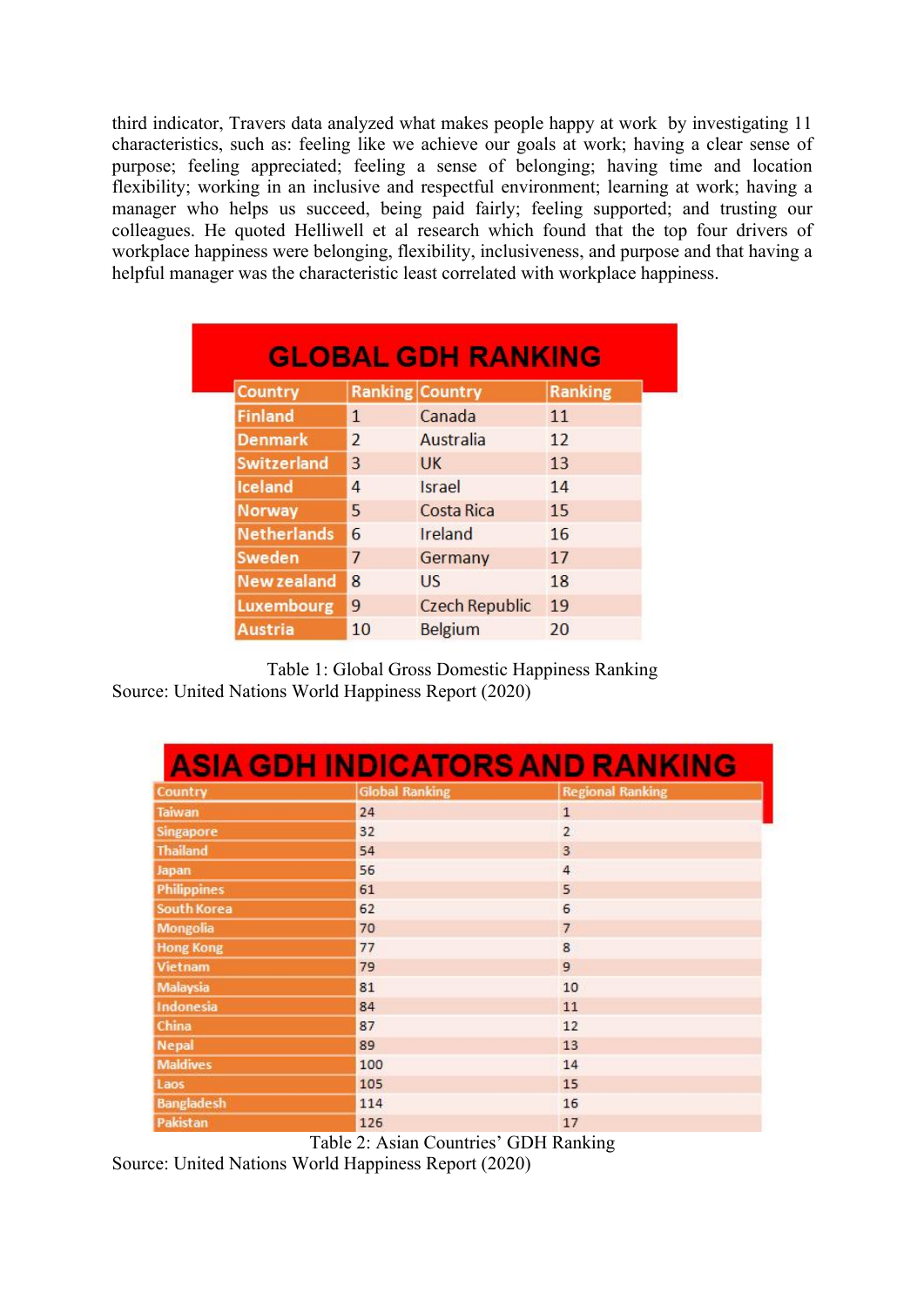third indicator, Travers data analyzed what makes people happy at work by investigating 11 characteristics, such as: feeling like we achieve our goals at work; having a clear sense of purpose; feeling appreciated; feeling a sense of belonging; having time and location flexibility; working in an inclusive and respectful environment; learning at work; having a manager who helps us succeed, being paid fairly; feeling supported; and trusting our colleagues. He quoted Helliwell et al research which found that the top four drivers of workplace happiness were belonging, flexibility, inclusiveness, and purpose and that having a helpful manager was the characteristic least correlated with workplace happiness.

**GLOBAL GDH RANKING**

| Country | Ranking | Country | Ranking |
|---|---|---|---|
| Finland | 1 | Canada | 11 |
| Denmark | 2 | Australia | 12 |
| Switzerland | 3 | UK | 13 |
| Iceland | 4 | Israel | 14 |
| Norway | 5 | Costa Rica | 15 |
| Netherlands | 6 | Ireland | 16 |
| Sweden | 7 | Germany | 17 |
| New zealand | 8 | US | 18 |
| Luxembourg | 9 | Czech Republic | 19 |
| Austria | 10 | Belgium | 20 |

Table 1: Global Gross Domestic Happiness Ranking
Source: United Nations World Happiness Report (2020)

**ASIA GDH INDICATORS AND RANKING**

| Country | Global Ranking | Regional Ranking |
|---|---|---|
| Taiwan | 24 | 1 |
| Singapore | 32 | 2 |
| Thailand | 54 | 3 |
| Japan | 56 | 4 |
| Philippines | 61 | 5 |
| South Korea | 62 | 6 |
| Mongolia | 70 | 7 |
| Hong Kong | 77 | 8 |
| Vietnam | 79 | 9 |
| Malaysia | 81 | 10 |
| Indonesia | 84 | 11 |
| China | 87 | 12 |
| Nepal | 89 | 13 |
| Maldives | 100 | 14 |
| Laos | 105 | 15 |
| Bangladesh | 114 | 16 |
| Pakistan | 126 | 17 |

Table 2: Asian Countries' GDH Ranking
Source: United Nations World Happiness Report (2020)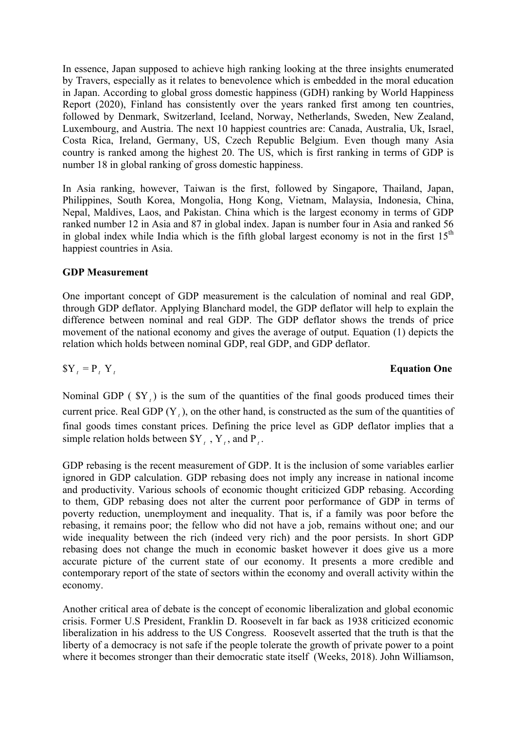In essence, Japan supposed to achieve high ranking looking at the three insights enumerated by Travers, especially as it relates to benevolence which is embedded in the moral education in Japan. According to global gross domestic happiness (GDH) ranking by World Happiness Report (2020), Finland has consistently over the years ranked first among ten countries, followed by Denmark, Switzerland, Iceland, Norway, Netherlands, Sweden, New Zealand, Luxembourg, and Austria. The next 10 happiest countries are: Canada, Australia, Uk, Israel, Costa Rica, Ireland, Germany, US, Czech Republic Belgium. Even though many Asia country is ranked among the highest 20. The US, which is first ranking in terms of GDP is number 18 in global ranking of gross domestic happiness.

In Asia ranking, however, Taiwan is the first, followed by Singapore, Thailand, Japan, Philippines, South Korea, Mongolia, Hong Kong, Vietnam, Malaysia, Indonesia, China, Nepal, Maldives, Laos, and Pakistan. China which is the largest economy in terms of GDP ranked number 12 in Asia and 87 in global index. Japan is number four in Asia and ranked 56 in global index while India which is the fifth global largest economy is not in the first 15th happiest countries in Asia.

**GDP Measurement**

One important concept of GDP measurement is the calculation of nominal and real GDP, through GDP deflator. Applying Blanchard model, the GDP deflator will help to explain the difference between nominal and real GDP. The GDP deflator shows the trends of price movement of the national economy and gives the average of output. Equation (1) depicts the relation which holds between nominal GDP, real GDP, and GDP deflator.

$$\$Y_t = P_t \; Y_t \qquad \textbf{Equation One}$$

Nominal GDP ( $\$Y_t$ ) is the sum of the quantities of the final goods produced times their current price. Real GDP ($Y_t$), on the other hand, is constructed as the sum of the quantities of final goods times constant prices. Defining the price level as GDP deflator implies that a simple relation holds between $\$Y_t$ , $Y_t$, and $P_t$.

GDP rebasing is the recent measurement of GDP. It is the inclusion of some variables earlier ignored in GDP calculation. GDP rebasing does not imply any increase in national income and productivity. Various schools of economic thought criticized GDP rebasing. According to them, GDP rebasing does not alter the current poor performance of GDP in terms of poverty reduction, unemployment and inequality. That is, if a family was poor before the rebasing, it remains poor; the fellow who did not have a job, remains without one; and our wide inequality between the rich (indeed very rich) and the poor persists. In short GDP rebasing does not change the much in economic basket however it does give us a more accurate picture of the current state of our economy. It presents a more credible and contemporary report of the state of sectors within the economy and overall activity within the economy.

Another critical area of debate is the concept of economic liberalization and global economic crisis. Former U.S President, Franklin D. Roosevelt in far back as 1938 criticized economic liberalization in his address to the US Congress. Roosevelt asserted that the truth is that the liberty of a democracy is not safe if the people tolerate the growth of private power to a point where it becomes stronger than their democratic state itself (Weeks, 2018). John Williamson,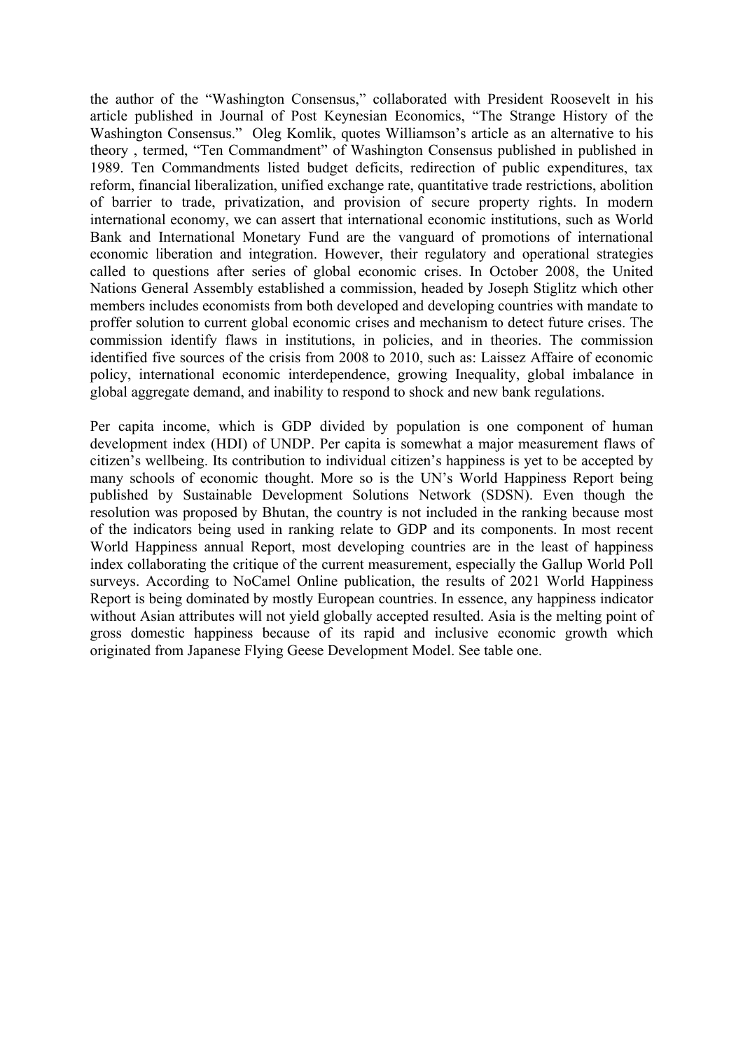the author of the "Washington Consensus," collaborated with President Roosevelt in his article published in Journal of Post Keynesian Economics, "The Strange History of the Washington Consensus." Oleg Komlik, quotes Williamson's article as an alternative to his theory , termed, "Ten Commandment" of Washington Consensus published in published in 1989. Ten Commandments listed budget deficits, redirection of public expenditures, tax reform, financial liberalization, unified exchange rate, quantitative trade restrictions, abolition of barrier to trade, privatization, and provision of secure property rights. In modern international economy, we can assert that international economic institutions, such as World Bank and International Monetary Fund are the vanguard of promotions of international economic liberation and integration. However, their regulatory and operational strategies called to questions after series of global economic crises. In October 2008, the United Nations General Assembly established a commission, headed by Joseph Stiglitz which other members includes economists from both developed and developing countries with mandate to proffer solution to current global economic crises and mechanism to detect future crises. The commission identify flaws in institutions, in policies, and in theories. The commission identified five sources of the crisis from 2008 to 2010, such as: Laissez Affaire of economic policy, international economic interdependence, growing Inequality, global imbalance in global aggregate demand, and inability to respond to shock and new bank regulations.

Per capita income, which is GDP divided by population is one component of human development index (HDI) of UNDP. Per capita is somewhat a major measurement flaws of citizen's wellbeing. Its contribution to individual citizen's happiness is yet to be accepted by many schools of economic thought. More so is the UN's World Happiness Report being published by Sustainable Development Solutions Network (SDSN). Even though the resolution was proposed by Bhutan, the country is not included in the ranking because most of the indicators being used in ranking relate to GDP and its components. In most recent World Happiness annual Report, most developing countries are in the least of happiness index collaborating the critique of the current measurement, especially the Gallup World Poll surveys. According to NoCamel Online publication, the results of 2021 World Happiness Report is being dominated by mostly European countries. In essence, any happiness indicator without Asian attributes will not yield globally accepted resulted. Asia is the melting point of gross domestic happiness because of its rapid and inclusive economic growth which originated from Japanese Flying Geese Development Model. See table one.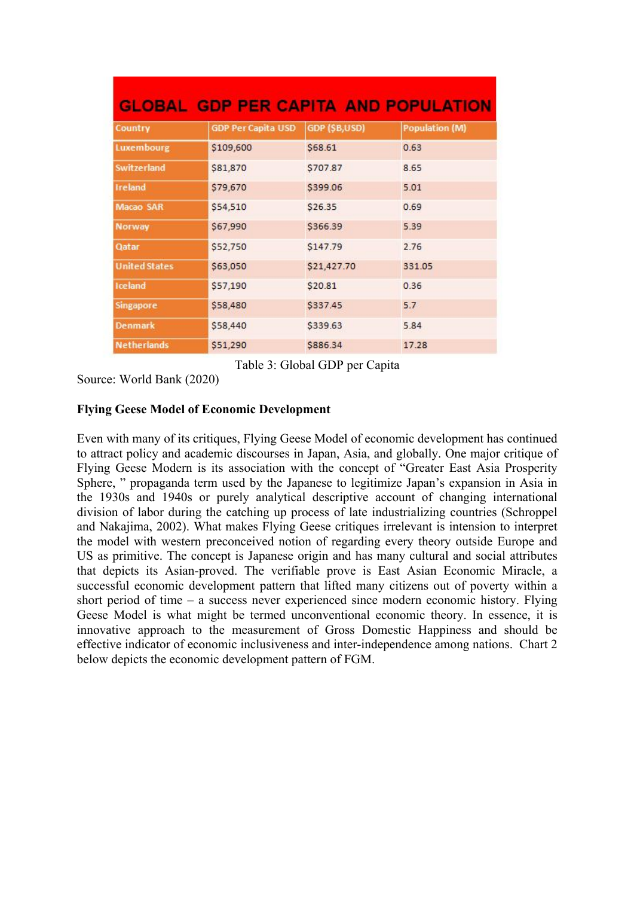| GLOBAL GDP PER CAPITA AND POPULATION | | | |
|---|---|---|---|
| Country | GDP Per Capita USD | GDP ($B,USD) | Population (M) |
| Luxembourg | $109,600 | $68.61 | 0.63 |
| Switzerland | $81,870 | $707.87 | 8.65 |
| Ireland | $79,670 | $399.06 | 5.01 |
| Macao SAR | $54,510 | $26.35 | 0.69 |
| Norway | $67,990 | $366.39 | 5.39 |
| Qatar | $52,750 | $147.79 | 2.76 |
| United States | $63,050 | $21,427.70 | 331.05 |
| Iceland | $57,190 | $20.81 | 0.36 |
| Singapore | $58,480 | $337.45 | 5.7 |
| Denmark | $58,440 | $339.63 | 5.84 |
| Netherlands | $51,290 | $886.34 | 17.28 |

Table 3: Global GDP per Capita

Source: World Bank (2020)

**Flying Geese Model of Economic Development**

Even with many of its critiques, Flying Geese Model of economic development has continued to attract policy and academic discourses in Japan, Asia, and globally. One major critique of Flying Geese Modern is its association with the concept of "Greater East Asia Prosperity Sphere, " propaganda term used by the Japanese to legitimize Japan's expansion in Asia in the 1930s and 1940s or purely analytical descriptive account of changing international division of labor during the catching up process of late industrializing countries (Schroppel and Nakajima, 2002). What makes Flying Geese critiques irrelevant is intension to interpret the model with western preconceived notion of regarding every theory outside Europe and US as primitive. The concept is Japanese origin and has many cultural and social attributes that depicts its Asian-proved. The verifiable prove is East Asian Economic Miracle, a successful economic development pattern that lifted many citizens out of poverty within a short period of time – a success never experienced since modern economic history. Flying Geese Model is what might be termed unconventional economic theory. In essence, it is innovative approach to the measurement of Gross Domestic Happiness and should be effective indicator of economic inclusiveness and inter-independence among nations. Chart 2 below depicts the economic development pattern of FGM.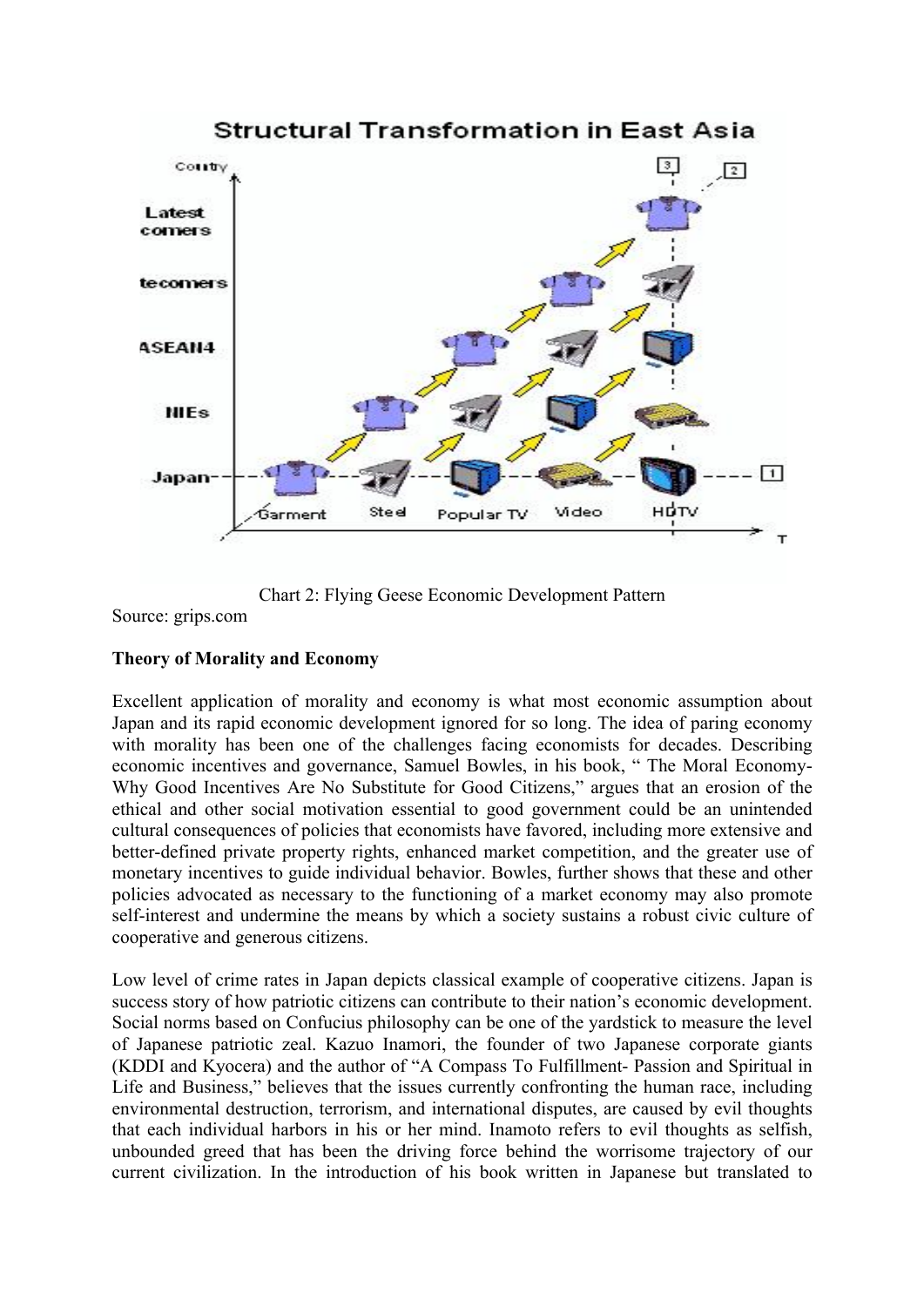Chart 2: Flying Geese Economic Development Pattern

Source: grips.com

**Theory of Morality and Economy**

Excellent application of morality and economy is what most economic assumption about Japan and its rapid economic development ignored for so long. The idea of paring economy with morality has been one of the challenges facing economists for decades. Describing economic incentives and governance, Samuel Bowles, in his book, " The Moral Economy- Why Good Incentives Are No Substitute for Good Citizens," argues that an erosion of the ethical and other social motivation essential to good government could be an unintended cultural consequences of policies that economists have favored, including more extensive and better-defined private property rights, enhanced market competition, and the greater use of monetary incentives to guide individual behavior. Bowles, further shows that these and other policies advocated as necessary to the functioning of a market economy may also promote self-interest and undermine the means by which a society sustains a robust civic culture of cooperative and generous citizens.

Low level of crime rates in Japan depicts classical example of cooperative citizens. Japan is success story of how patriotic citizens can contribute to their nation's economic development. Social norms based on Confucius philosophy can be one of the yardstick to measure the level of Japanese patriotic zeal. Kazuo Inamori, the founder of two Japanese corporate giants (KDDI and Kyocera) and the author of "A Compass To Fulfillment- Passion and Spiritual in Life and Business," believes that the issues currently confronting the human race, including environmental destruction, terrorism, and international disputes, are caused by evil thoughts that each individual harbors in his or her mind. Inamoto refers to evil thoughts as selfish, unbounded greed that has been the driving force behind the worrisome trajectory of our current civilization. In the introduction of his book written in Japanese but translated to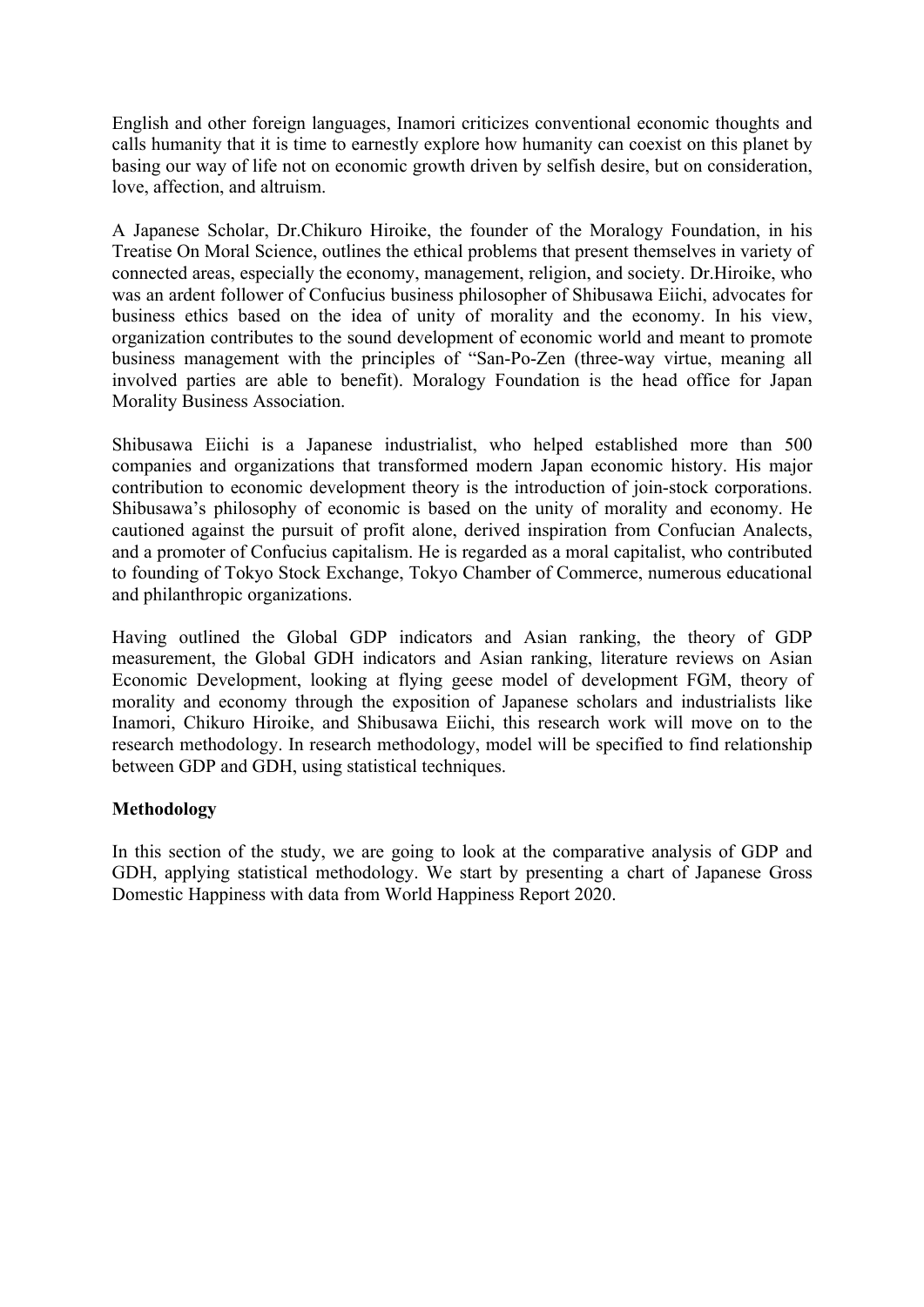English and other foreign languages, Inamori criticizes conventional economic thoughts and calls humanity that it is time to earnestly explore how humanity can coexist on this planet by basing our way of life not on economic growth driven by selfish desire, but on consideration, love, affection, and altruism.

A Japanese Scholar, Dr.Chikuro Hiroike, the founder of the Moralogy Foundation, in his Treatise On Moral Science, outlines the ethical problems that present themselves in variety of connected areas, especially the economy, management, religion, and society. Dr.Hiroike, who was an ardent follower of Confucius business philosopher of Shibusawa Eiichi, advocates for business ethics based on the idea of unity of morality and the economy. In his view, organization contributes to the sound development of economic world and meant to promote business management with the principles of "San-Po-Zen (three-way virtue, meaning all involved parties are able to benefit). Moralogy Foundation is the head office for Japan Morality Business Association.

Shibusawa Eiichi is a Japanese industrialist, who helped established more than 500 companies and organizations that transformed modern Japan economic history. His major contribution to economic development theory is the introduction of join-stock corporations. Shibusawa's philosophy of economic is based on the unity of morality and economy. He cautioned against the pursuit of profit alone, derived inspiration from Confucian Analects, and a promoter of Confucius capitalism. He is regarded as a moral capitalist, who contributed to founding of Tokyo Stock Exchange, Tokyo Chamber of Commerce, numerous educational and philanthropic organizations.

Having outlined the Global GDP indicators and Asian ranking, the theory of GDP measurement, the Global GDH indicators and Asian ranking, literature reviews on Asian Economic Development, looking at flying geese model of development FGM, theory of morality and economy through the exposition of Japanese scholars and industrialists like Inamori, Chikuro Hiroike, and Shibusawa Eiichi, this research work will move on to the research methodology. In research methodology, model will be specified to find relationship between GDP and GDH, using statistical techniques.

**Methodology**

In this section of the study, we are going to look at the comparative analysis of GDP and GDH, applying statistical methodology. We start by presenting a chart of Japanese Gross Domestic Happiness with data from World Happiness Report 2020.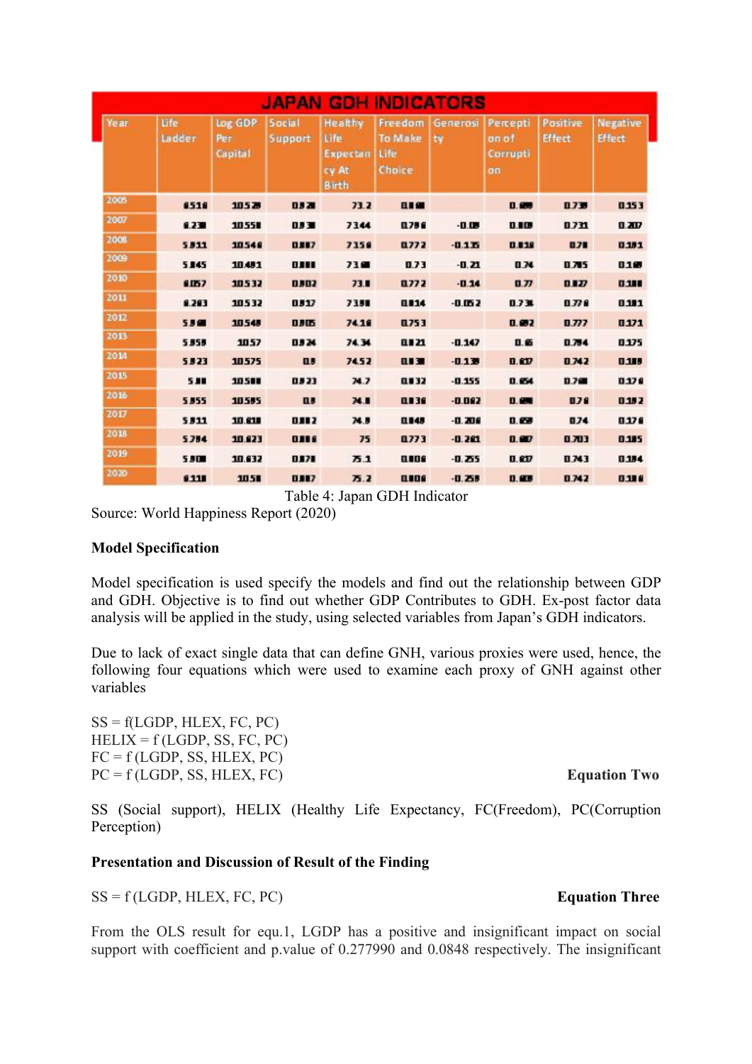| JAPAN GDH INDICATORS | | | | | | | | | |
|---|---|---|---|---|---|---|---|---|---|
| Year | Life Ladder | Log GDP Per Capital | Social Support | Healthy Life Expectancy At Birth | Freedom To Make Life Choice | Generosity | Perception of Corruption | Positive Effect | Negative Effect |
| 2005 | 6.516 | 10.528 | 0.928 | 73.2 | 0.868 | | 0.688 | 0.738 | 0.153 |
| 2007 | 6.238 | 10.558 | 0.938 | 73.44 | 0.796 | -0.08 | 0.808 | 0.731 | 0.207 |
| 2008 | 5.911 | 10.546 | 0.887 | 73.56 | 0.772 | -0.135 | 0.816 | 0.78 | 0.191 |
| 2009 | 5.845 | 10.481 | 0.888 | 73.68 | 0.73 | -0.21 | 0.74 | 0.785 | 0.168 |
| 2010 | 6.057 | 10.532 | 0.902 | 73.8 | 0.772 | -0.14 | 0.77 | 0.827 | 0.188 |
| 2011 | 6.263 | 10.532 | 0.917 | 73.98 | 0.814 | -0.052 | 0.738 | 0.776 | 0.181 |
| 2012 | 5.968 | 10.548 | 0.905 | 74.16 | 0.753 | | 0.692 | 0.777 | 0.171 |
| 2013 | 5.959 | 10.57 | 0.924 | 74.34 | 0.821 | -0.147 | 0.6 | 0.794 | 0.175 |
| 2014 | 5.923 | 10.575 | 0.9 | 74.52 | 0.838 | -0.138 | 0.637 | 0.742 | 0.188 |
| 2015 | 5.88 | 10.588 | 0.923 | 74.7 | 0.832 | -0.155 | 0.654 | 0.768 | 0.176 |
| 2016 | 5.955 | 10.585 | 0.9 | 74.8 | 0.836 | -0.062 | 0.698 | 0.76 | 0.192 |
| 2017 | 5.911 | 10.618 | 0.882 | 74.9 | 0.848 | -0.206 | 0.658 | 0.74 | 0.176 |
| 2018 | 5.794 | 10.623 | 0.886 | 75 | 0.773 | -0.261 | 0.667 | 0.703 | 0.185 |
| 2019 | 5.908 | 10.632 | 0.878 | 75.1 | 0.806 | -0.255 | 0.637 | 0.743 | 0.184 |
| 2020 | 6.118 | 10.58 | 0.887 | 75.2 | 0.808 | -0.258 | 0.688 | 0.742 | 0.186 |

Table 4: Japan GDH Indicator

Source: World Happiness Report (2020)

**Model Specification**

Model specification is used specify the models and find out the relationship between GDP and GDH. Objective is to find out whether GDP Contributes to GDH. Ex-post factor data analysis will be applied in the study, using selected variables from Japan's GDH indicators.

Due to lack of exact single data that can define GNH, various proxies were used, hence, the following four equations which were used to examine each proxy of GNH against other variables

SS = f(LGDP, HLEX, FC, PC)
HELIX = f (LGDP, SS, FC, PC)
FC = f (LGDP, SS, HLEX, PC)
PC = f (LGDP, SS, HLEX, FC) **Equation Two**

SS (Social support), HELIX (Healthy Life Expectancy, FC(Freedom), PC(Corruption Perception)

**Presentation and Discussion of Result of the Finding**

SS = f (LGDP, HLEX, FC, PC) **Equation Three**

From the OLS result for equ.1, LGDP has a positive and insignificant impact on social support with coefficient and p.value of 0.277990 and 0.0848 respectively. The insignificant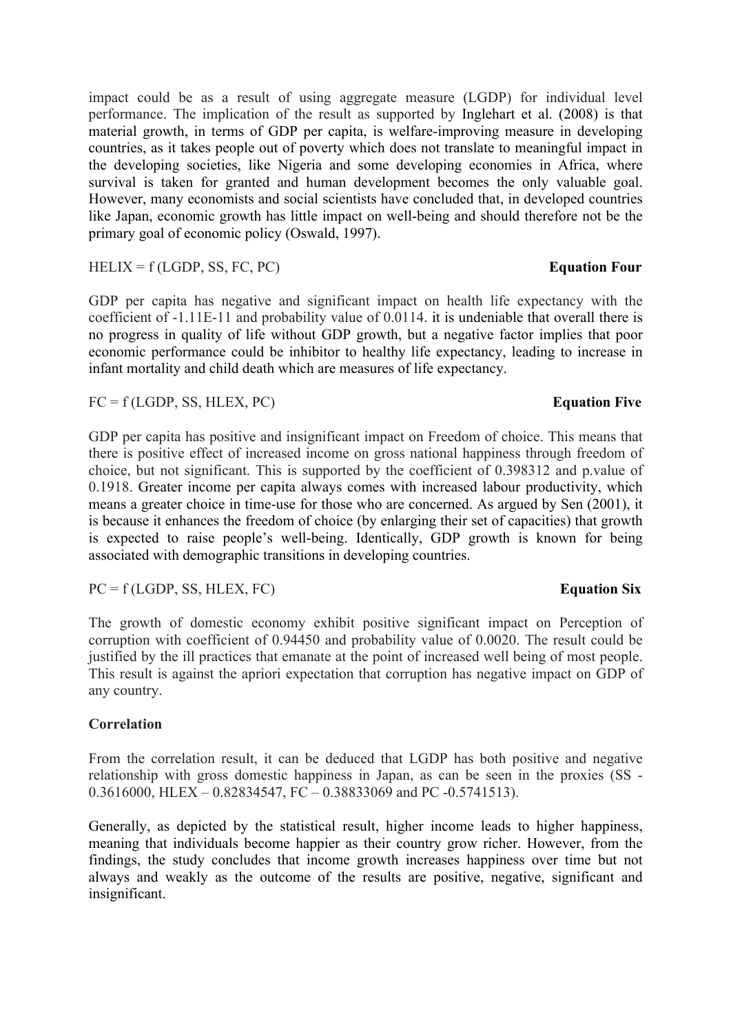impact could be as a result of using aggregate measure (LGDP) for individual level performance. The implication of the result as supported by Inglehart et al. (2008) is that material growth, in terms of GDP per capita, is welfare-improving measure in developing countries, as it takes people out of poverty which does not translate to meaningful impact in the developing societies, like Nigeria and some developing economies in Africa, where survival is taken for granted and human development becomes the only valuable goal. However, many economists and social scientists have concluded that, in developed countries like Japan, economic growth has little impact on well-being and should therefore not be the primary goal of economic policy (Oswald, 1997).

HELIX = f (LGDP, SS, FC, PC) **Equation Four**

GDP per capita has negative and significant impact on health life expectancy with the coefficient of -1.11E-11 and probability value of 0.0114. it is undeniable that overall there is no progress in quality of life without GDP growth, but a negative factor implies that poor economic performance could be inhibitor to healthy life expectancy, leading to increase in infant mortality and child death which are measures of life expectancy.

FC = f (LGDP, SS, HLEX, PC) **Equation Five**

GDP per capita has positive and insignificant impact on Freedom of choice. This means that there is positive effect of increased income on gross national happiness through freedom of choice, but not significant. This is supported by the coefficient of 0.398312 and p.value of 0.1918. Greater income per capita always comes with increased labour productivity, which means a greater choice in time-use for those who are concerned. As argued by Sen (2001), it is because it enhances the freedom of choice (by enlarging their set of capacities) that growth is expected to raise people's well-being. Identically, GDP growth is known for being associated with demographic transitions in developing countries.

PC = f (LGDP, SS, HLEX, FC) **Equation Six**

The growth of domestic economy exhibit positive significant impact on Perception of corruption with coefficient of 0.94450 and probability value of 0.0020. The result could be justified by the ill practices that emanate at the point of increased well being of most people. This result is against the apriori expectation that corruption has negative impact on GDP of any country.

**Correlation**

From the correlation result, it can be deduced that LGDP has both positive and negative relationship with gross domestic happiness in Japan, as can be seen in the proxies (SS - 0.3616000, HLEX – 0.82834547, FC – 0.38833069 and PC -0.5741513).

Generally, as depicted by the statistical result, higher income leads to higher happiness, meaning that individuals become happier as their country grow richer. However, from the findings, the study concludes that income growth increases happiness over time but not always and weakly as the outcome of the results are positive, negative, significant and insignificant.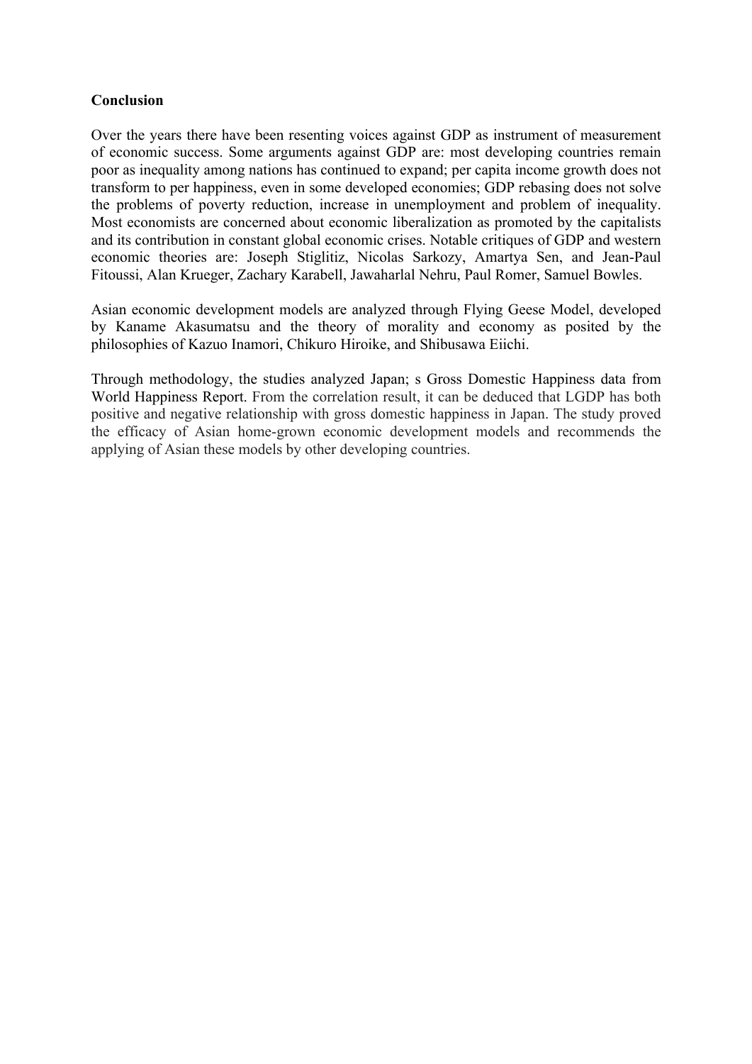**Conclusion**

Over the years there have been resenting voices against GDP as instrument of measurement of economic success. Some arguments against GDP are: most developing countries remain poor as inequality among nations has continued to expand; per capita income growth does not transform to per happiness, even in some developed economies; GDP rebasing does not solve the problems of poverty reduction, increase in unemployment and problem of inequality. Most economists are concerned about economic liberalization as promoted by the capitalists and its contribution in constant global economic crises. Notable critiques of GDP and western economic theories are: Joseph Stiglitiz, Nicolas Sarkozy, Amartya Sen, and Jean-Paul Fitoussi, Alan Krueger, Zachary Karabell, Jawaharlal Nehru, Paul Romer, Samuel Bowles.

Asian economic development models are analyzed through Flying Geese Model, developed by Kaname Akasumatsu and the theory of morality and economy as posited by the philosophies of Kazuo Inamori, Chikuro Hiroike, and Shibusawa Eiichi.

Through methodology, the studies analyzed Japan; s Gross Domestic Happiness data from World Happiness Report. From the correlation result, it can be deduced that LGDP has both positive and negative relationship with gross domestic happiness in Japan. The study proved the efficacy of Asian home-grown economic development models and recommends the applying of Asian these models by other developing countries.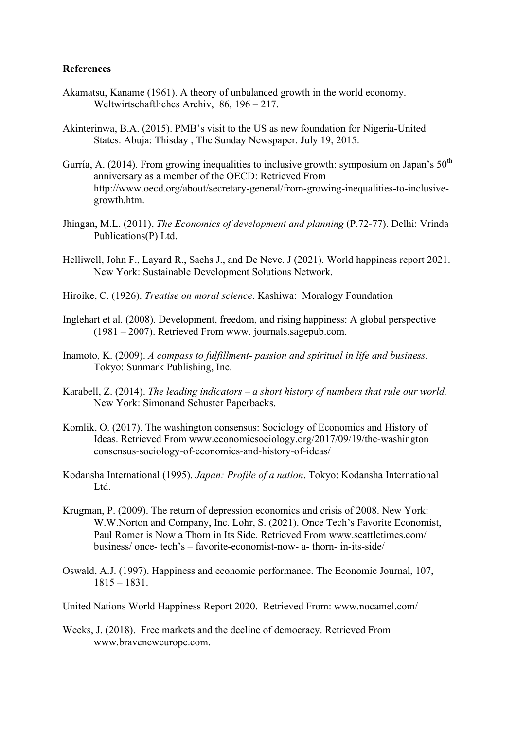**References**

Akamatsu, Kaname (1961). A theory of unbalanced growth in the world economy. Weltwirtschaftliches Archiv, 86, 196 – 217.

Akinterinwa, B.A. (2015). PMB's visit to the US as new foundation for Nigeria-United States. Abuja: Thisday , The Sunday Newspaper. July 19, 2015.

Gurría, A. (2014). From growing inequalities to inclusive growth: symposium on Japan's 50th anniversary as a member of the OECD: Retrieved From http://www.oecd.org/about/secretary-general/from-growing-inequalities-to-inclusive-growth.htm.

Jhingan, M.L. (2011), *The Economics of development and planning* (P.72-77). Delhi: Vrinda Publications(P) Ltd.

Helliwell, John F., Layard R., Sachs J., and De Neve. J (2021). World happiness report 2021. New York: Sustainable Development Solutions Network.

Hiroike, C. (1926). *Treatise on moral science*. Kashiwa: Moralogy Foundation

Inglehart et al. (2008). Development, freedom, and rising happiness: A global perspective (1981 – 2007). Retrieved From www. journals.sagepub.com.

Inamoto, K. (2009). *A compass to fulfillment- passion and spiritual in life and business*. Tokyo: Sunmark Publishing, Inc.

Karabell, Z. (2014). *The leading indicators – a short history of numbers that rule our world.* New York: Simonand Schuster Paperbacks.

Komlik, O. (2017). The washington consensus: Sociology of Economics and History of Ideas. Retrieved From www.economicsociology.org/2017/09/19/the-washington consensus-sociology-of-economics-and-history-of-ideas/

Kodansha International (1995). *Japan: Profile of a nation*. Tokyo: Kodansha International Ltd.

Krugman, P. (2009). The return of depression economics and crisis of 2008. New York: W.W.Norton and Company, Inc. Lohr, S. (2021). Once Tech's Favorite Economist, Paul Romer is Now a Thorn in Its Side. Retrieved From www.seattletimes.com/ business/ once- tech's – favorite-economist-now- a- thorn- in-its-side/

Oswald, A.J. (1997). Happiness and economic performance. The Economic Journal, 107, 1815 – 1831.

United Nations World Happiness Report 2020. Retrieved From: www.nocamel.com/

Weeks, J. (2018). Free markets and the decline of democracy. Retrieved From www.braveneweurope.com.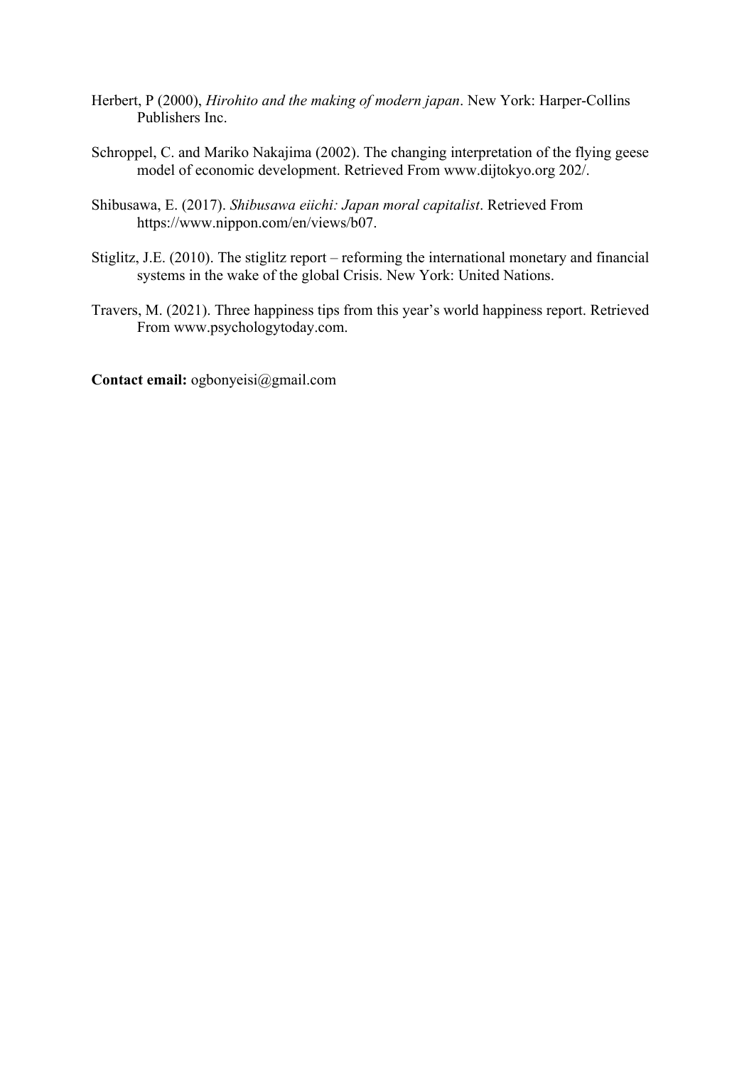Herbert, P (2000), *Hirohito and the making of modern japan*. New York: Harper-Collins Publishers Inc.

Schroppel, C. and Mariko Nakajima (2002). The changing interpretation of the flying geese model of economic development. Retrieved From www.dijtokyo.org 202/.

Shibusawa, E. (2017). *Shibusawa eiichi: Japan moral capitalist*. Retrieved From https://www.nippon.com/en/views/b07.

Stiglitz, J.E. (2010). The stiglitz report – reforming the international monetary and financial systems in the wake of the global Crisis. New York: United Nations.

Travers, M. (2021). Three happiness tips from this year's world happiness report. Retrieved From www.psychologytoday.com.

**Contact email:** ogbonyeisi@gmail.com